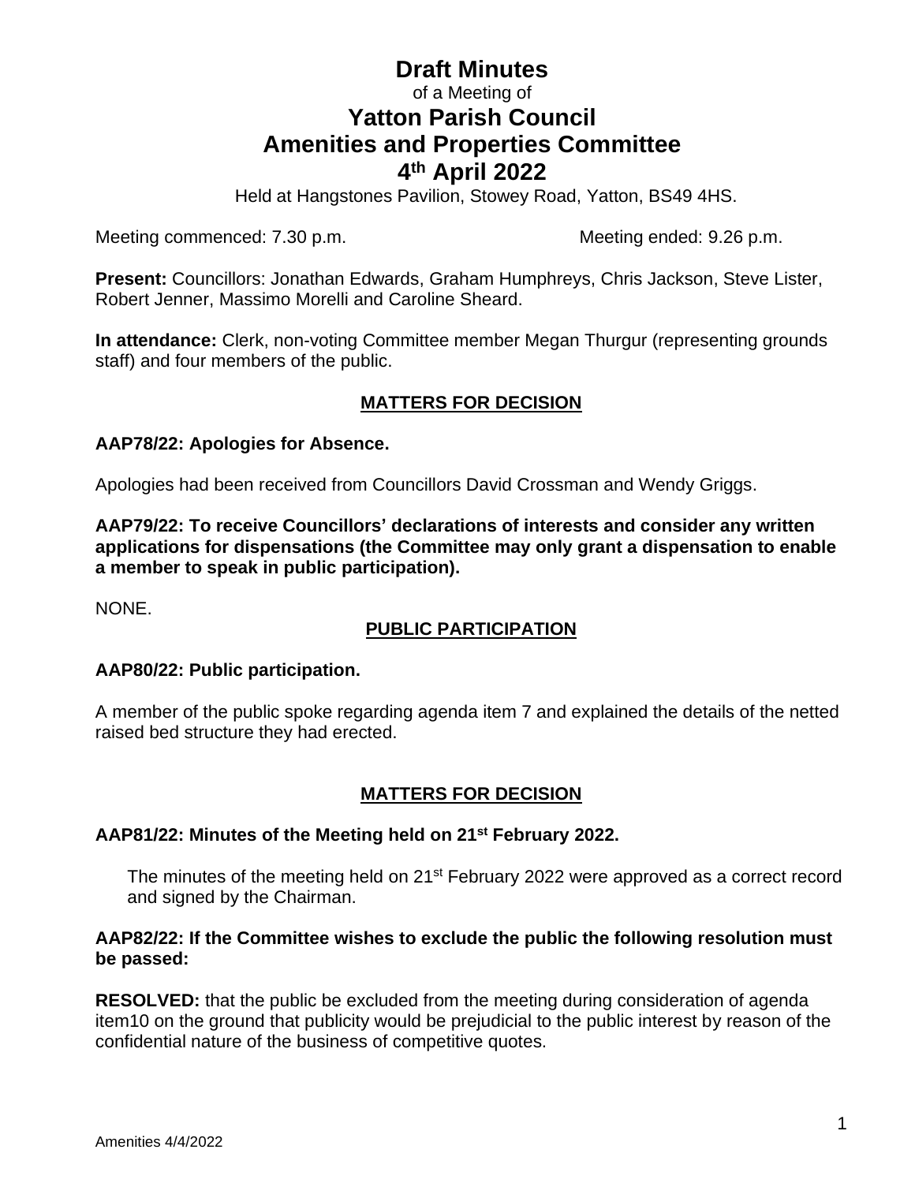# Draft Minutes

of a Meeting of

# Yatton Parish Council
# Amenities and Properties Committee
# 4th April 2022

Held at Hangstones Pavilion, Stowey Road, Yatton, BS49 4HS.

Meeting commenced: 7.30 p.m. Meeting ended: 9.26 p.m.

**Present:** Councillors: Jonathan Edwards, Graham Humphreys, Chris Jackson, Steve Lister, Robert Jenner, Massimo Morelli and Caroline Sheard.

**In attendance:** Clerk, non-voting Committee member Megan Thurgur (representing grounds staff) and four members of the public.

## MATTERS FOR DECISION

**AAP78/22: Apologies for Absence.**

Apologies had been received from Councillors David Crossman and Wendy Griggs.

**AAP79/22: To receive Councillors' declarations of interests and consider any written applications for dispensations (the Committee may only grant a dispensation to enable a member to speak in public participation).**

NONE.

## PUBLIC PARTICIPATION

**AAP80/22: Public participation.**

A member of the public spoke regarding agenda item 7 and explained the details of the netted raised bed structure they had erected.

## MATTERS FOR DECISION

**AAP81/22: Minutes of the Meeting held on 21st February 2022.**

The minutes of the meeting held on 21st February 2022 were approved as a correct record and signed by the Chairman.

**AAP82/22: If the Committee wishes to exclude the public the following resolution must be passed:**

**RESOLVED:** that the public be excluded from the meeting during consideration of agenda item10 on the ground that publicity would be prejudicial to the public interest by reason of the confidential nature of the business of competitive quotes.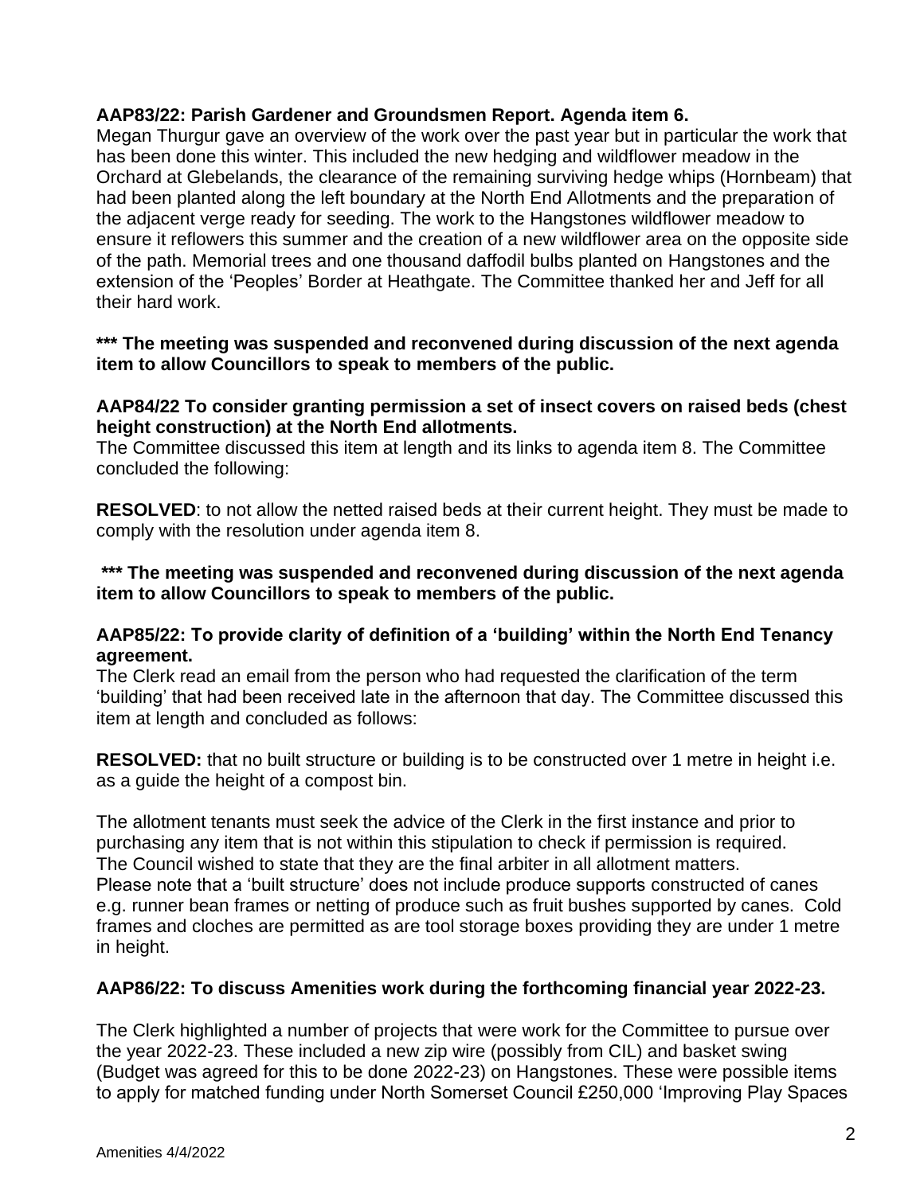**AAP83/22: Parish Gardener and Groundsmen Report. Agenda item 6.**

Megan Thurgur gave an overview of the work over the past year but in particular the work that has been done this winter. This included the new hedging and wildflower meadow in the Orchard at Glebelands, the clearance of the remaining surviving hedge whips (Hornbeam) that had been planted along the left boundary at the North End Allotments and the preparation of the adjacent verge ready for seeding. The work to the Hangstones wildflower meadow to ensure it reflowers this summer and the creation of a new wildflower area on the opposite side of the path. Memorial trees and one thousand daffodil bulbs planted on Hangstones and the extension of the 'Peoples' Border at Heathgate. The Committee thanked her and Jeff for all their hard work.

**\*\*\* The meeting was suspended and reconvened during discussion of the next agenda item to allow Councillors to speak to members of the public.**

**AAP84/22 To consider granting permission a set of insect covers on raised beds (chest height construction) at the North End allotments.**

The Committee discussed this item at length and its links to agenda item 8. The Committee concluded the following:

**RESOLVED**: to not allow the netted raised beds at their current height. They must be made to comply with the resolution under agenda item 8.

**\*\*\* The meeting was suspended and reconvened during discussion of the next agenda item to allow Councillors to speak to members of the public.**

**AAP85/22: To provide clarity of definition of a 'building' within the North End Tenancy agreement.**

The Clerk read an email from the person who had requested the clarification of the term 'building' that had been received late in the afternoon that day. The Committee discussed this item at length and concluded as follows:

**RESOLVED:** that no built structure or building is to be constructed over 1 metre in height i.e. as a guide the height of a compost bin.

The allotment tenants must seek the advice of the Clerk in the first instance and prior to purchasing any item that is not within this stipulation to check if permission is required.
The Council wished to state that they are the final arbiter in all allotment matters.
Please note that a 'built structure' does not include produce supports constructed of canes e.g. runner bean frames or netting of produce such as fruit bushes supported by canes. Cold frames and cloches are permitted as are tool storage boxes providing they are under 1 metre in height.

**AAP86/22: To discuss Amenities work during the forthcoming financial year 2022-23.**

The Clerk highlighted a number of projects that were work for the Committee to pursue over the year 2022-23. These included a new zip wire (possibly from CIL) and basket swing (Budget was agreed for this to be done 2022-23) on Hangstones. These were possible items to apply for matched funding under North Somerset Council £250,000 'Improving Play Spaces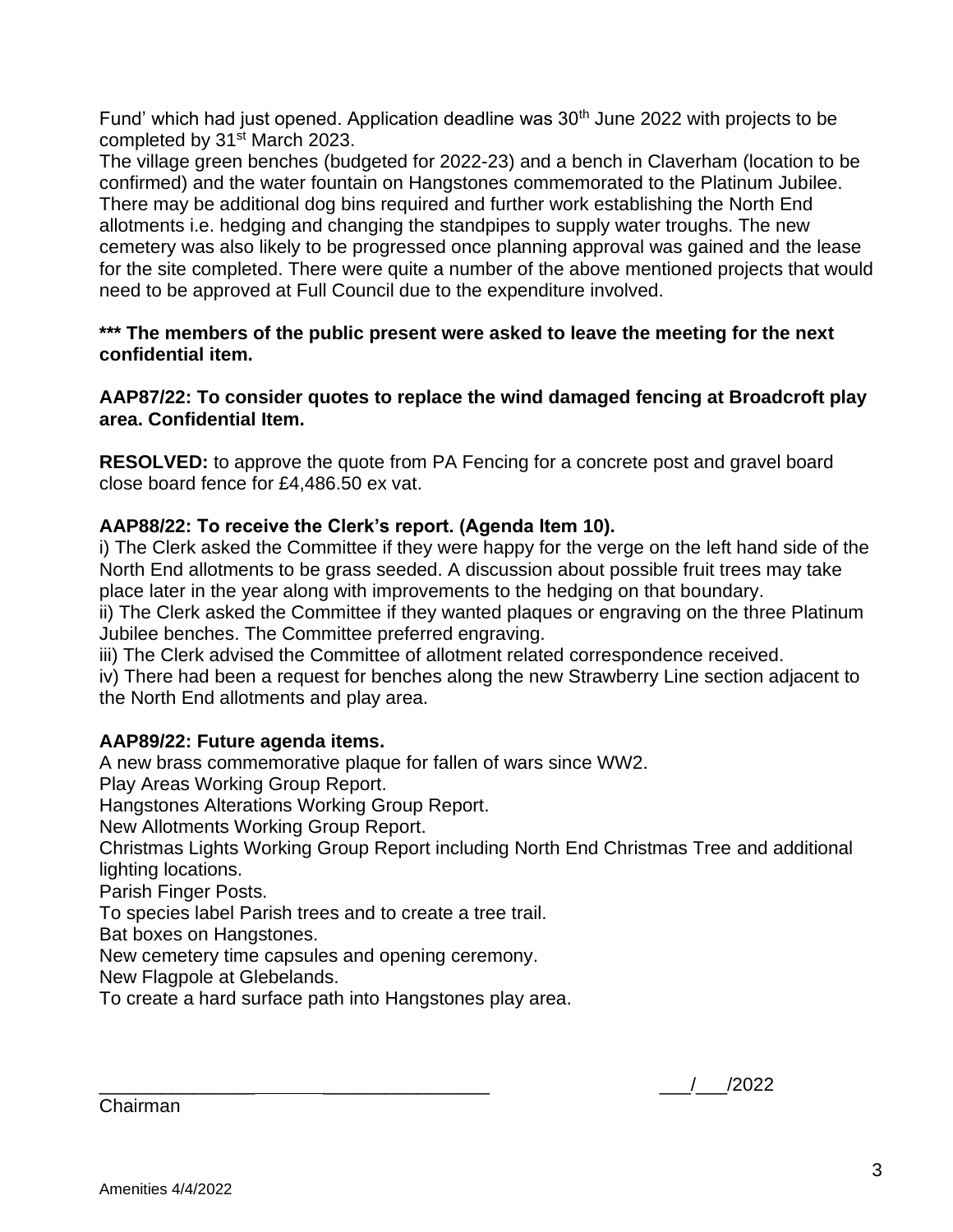Fund' which had just opened. Application deadline was 30th June 2022 with projects to be completed by 31st March 2023.

The village green benches (budgeted for 2022-23) and a bench in Claverham (location to be confirmed) and the water fountain on Hangstones commemorated to the Platinum Jubilee. There may be additional dog bins required and further work establishing the North End allotments i.e. hedging and changing the standpipes to supply water troughs. The new cemetery was also likely to be progressed once planning approval was gained and the lease for the site completed. There were quite a number of the above mentioned projects that would need to be approved at Full Council due to the expenditure involved.

**\*\*\* The members of the public present were asked to leave the meeting for the next confidential item.**

**AAP87/22: To consider quotes to replace the wind damaged fencing at Broadcroft play area. Confidential Item.**

**RESOLVED:** to approve the quote from PA Fencing for a concrete post and gravel board close board fence for £4,486.50 ex vat.

**AAP88/22: To receive the Clerk's report. (Agenda Item 10).**

i) The Clerk asked the Committee if they were happy for the verge on the left hand side of the North End allotments to be grass seeded. A discussion about possible fruit trees may take place later in the year along with improvements to the hedging on that boundary.

ii) The Clerk asked the Committee if they wanted plaques or engraving on the three Platinum Jubilee benches. The Committee preferred engraving.

iii) The Clerk advised the Committee of allotment related correspondence received.

iv) There had been a request for benches along the new Strawberry Line section adjacent to the North End allotments and play area.

**AAP89/22: Future agenda items.**

A new brass commemorative plaque for fallen of wars since WW2.

Play Areas Working Group Report.

Hangstones Alterations Working Group Report.

New Allotments Working Group Report.

Christmas Lights Working Group Report including North End Christmas Tree and additional lighting locations.

Parish Finger Posts.

To species label Parish trees and to create a tree trail.

Bat boxes on Hangstones.

New cemetery time capsules and opening ceremony.

New Flagpole at Glebelands.

To create a hard surface path into Hangstones play area.

_______________________________________ ___/___/2022

Chairman